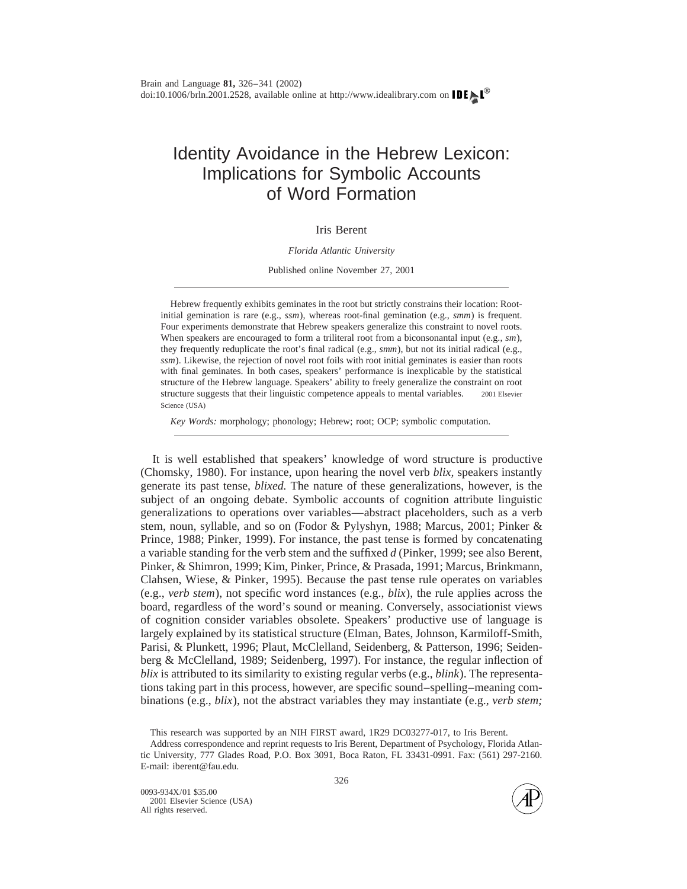# Identity Avoidance in the Hebrew Lexicon: Implications for Symbolic Accounts of Word Formation

Iris Berent

*Florida Atlantic University*

Published online November 27, 2001

Hebrew frequently exhibits geminates in the root but strictly constrains their location: Root-initial gemination is rare (e.g., *ssm*), whereas root-final gemination (e.g., *smm*) is frequent. Four experiments demonstrate that Hebrew speakers generalize this constraint to novel roots. When speakers are encouraged to form a triliteral root from a biconsonantal input (e.g., *sm*), they frequently reduplicate the root's final radical (e.g., *smm*), but not its initial radical (e.g., *ssm*). Likewise, the rejection of novel root foils with root initial geminates is easier than roots with final geminates. In both cases, speakers' performance is inexplicable by the statistical structure of the Hebrew language. Speakers' ability to freely generalize the constraint on root structure suggests that their linguistic competence appeals to mental variables. 2001 Elsevier Science (USA)

*Key Words:* morphology; phonology; Hebrew; root; OCP; symbolic computation.

It is well established that speakers' knowledge of word structure is productive (Chomsky, 1980). For instance, upon hearing the novel verb *blix,* speakers instantly generate its past tense, *blixed.* The nature of these generalizations, however, is the subject of an ongoing debate. Symbolic accounts of cognition attribute linguistic generalizations to operations over variables—abstract placeholders, such as a verb stem, noun, syllable, and so on (Fodor & Pylyshyn, 1988; Marcus, 2001; Pinker & Prince, 1988; Pinker, 1999). For instance, the past tense is formed by concatenating a variable standing for the verb stem and the suffixed *d* (Pinker, 1999; see also Berent, Pinker, & Shimron, 1999; Kim, Pinker, Prince, & Prasada, 1991; Marcus, Brinkmann, Clahsen, Wiese, & Pinker, 1995). Because the past tense rule operates on variables (e.g., *verb stem*), not specific word instances (e.g., *blix*), the rule applies across the board, regardless of the word's sound or meaning. Conversely, associationist views of cognition consider variables obsolete. Speakers' productive use of language is largely explained by its statistical structure (Elman, Bates, Johnson, Karmiloff-Smith, Parisi, & Plunkett, 1996; Plaut, McClelland, Seidenberg, & Patterson, 1996; Seidenberg & McClelland, 1989; Seidenberg, 1997). For instance, the regular inflection of *blix* is attributed to its similarity to existing regular verbs (e.g., *blink*). The representations taking part in this process, however, are specific sound–spelling–meaning combinations (e.g., *blix*), not the abstract variables they may instantiate (e.g., *verb stem;*

This research was supported by an NIH FIRST award, 1R29 DC03277-017, to Iris Berent.

Address correspondence and reprint requests to Iris Berent, Department of Psychology, Florida Atlantic University, 777 Glades Road, P.O. Box 3091, Boca Raton, FL 33431-0991. Fax: (561) 297-2160. E-mail: iberent@fau.edu.

0093-934X/01 $35.00
2001 Elsevier Science (USA)
All rights reserved.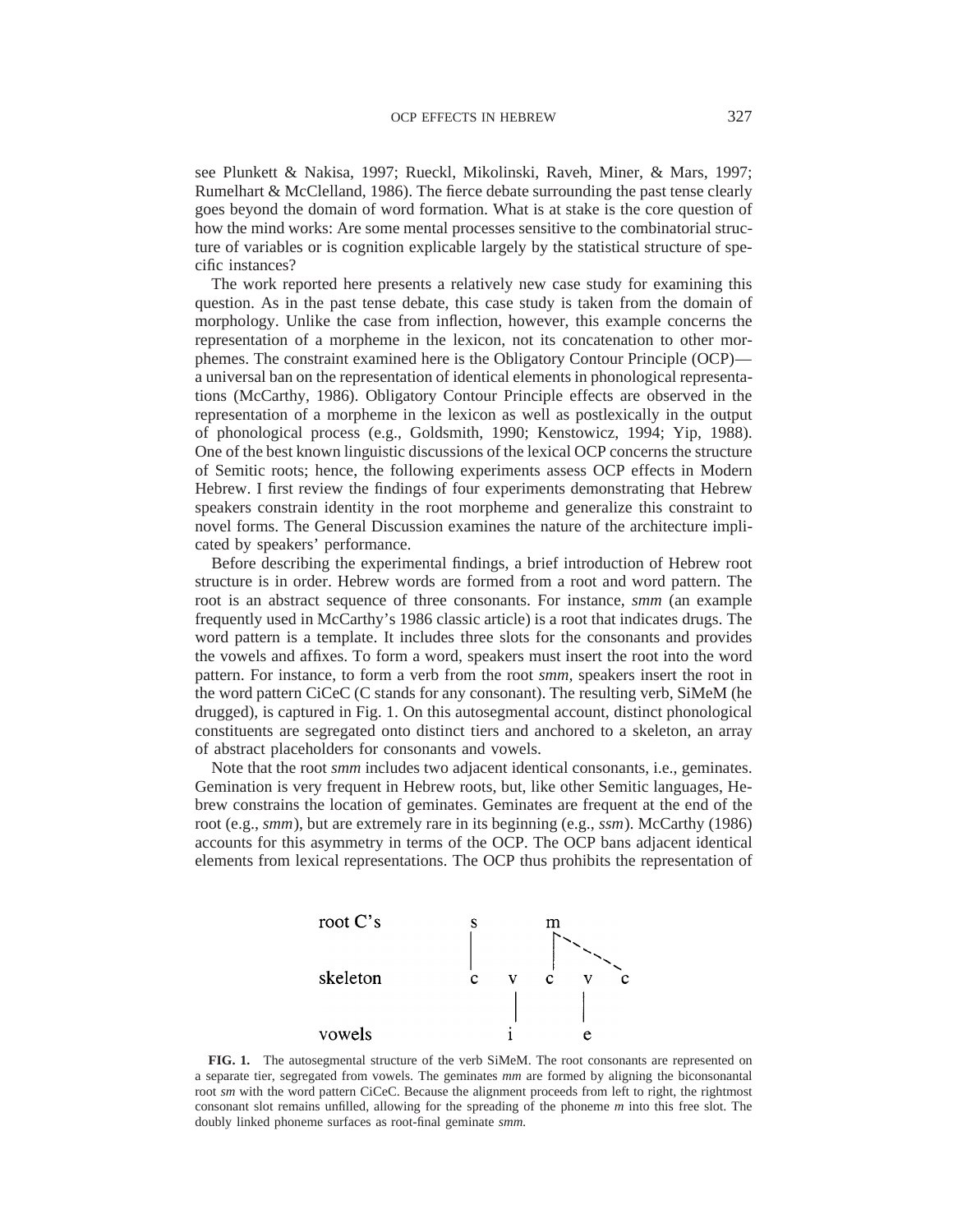see Plunkett & Nakisa, 1997; Rueckl, Mikolinski, Raveh, Miner, & Mars, 1997; Rumelhart & McClelland, 1986). The fierce debate surrounding the past tense clearly goes beyond the domain of word formation. What is at stake is the core question of how the mind works: Are some mental processes sensitive to the combinatorial structure of variables or is cognition explicable largely by the statistical structure of specific instances?

The work reported here presents a relatively new case study for examining this question. As in the past tense debate, this case study is taken from the domain of morphology. Unlike the case from inflection, however, this example concerns the representation of a morpheme in the lexicon, not its concatenation to other morphemes. The constraint examined here is the Obligatory Contour Principle (OCP)—a universal ban on the representation of identical elements in phonological representations (McCarthy, 1986). Obligatory Contour Principle effects are observed in the representation of a morpheme in the lexicon as well as postlexically in the output of phonological process (e.g., Goldsmith, 1990; Kenstowicz, 1994; Yip, 1988). One of the best known linguistic discussions of the lexical OCP concerns the structure of Semitic roots; hence, the following experiments assess OCP effects in Modern Hebrew. I first review the findings of four experiments demonstrating that Hebrew speakers constrain identity in the root morpheme and generalize this constraint to novel forms. The General Discussion examines the nature of the architecture implicated by speakers' performance.

Before describing the experimental findings, a brief introduction of Hebrew root structure is in order. Hebrew words are formed from a root and word pattern. The root is an abstract sequence of three consonants. For instance, *smm* (an example frequently used in McCarthy's 1986 classic article) is a root that indicates drugs. The word pattern is a template. It includes three slots for the consonants and provides the vowels and affixes. To form a word, speakers must insert the root into the word pattern. For instance, to form a verb from the root *smm,* speakers insert the root in the word pattern CiCeC (C stands for any consonant). The resulting verb, SiMeM (he drugged), is captured in Fig. 1. On this autosegmental account, distinct phonological constituents are segregated onto distinct tiers and anchored to a skeleton, an array of abstract placeholders for consonants and vowels.

Note that the root *smm* includes two adjacent identical consonants, i.e., geminates. Gemination is very frequent in Hebrew roots, but, like other Semitic languages, Hebrew constrains the location of geminates. Geminates are frequent at the end of the root (e.g., *smm*), but are extremely rare in its beginning (e.g., *ssm*). McCarthy (1986) accounts for this asymmetry in terms of the OCP. The OCP bans adjacent identical elements from lexical representations. The OCP thus prohibits the representation of

```
root C's    s       m
            |       | ` - .
skeleton    c   v   c   v   c
                |       |
vowels          i       e
```

**FIG. 1.** The autosegmental structure of the verb SiMeM. The root consonants are represented on a separate tier, segregated from vowels. The geminates *mm* are formed by aligning the biconsonantal root *sm* with the word pattern CiCeC. Because the alignment proceeds from left to right, the rightmost consonant slot remains unfilled, allowing for the spreading of the phoneme *m* into this free slot. The doubly linked phoneme surfaces as root-final geminate *smm.*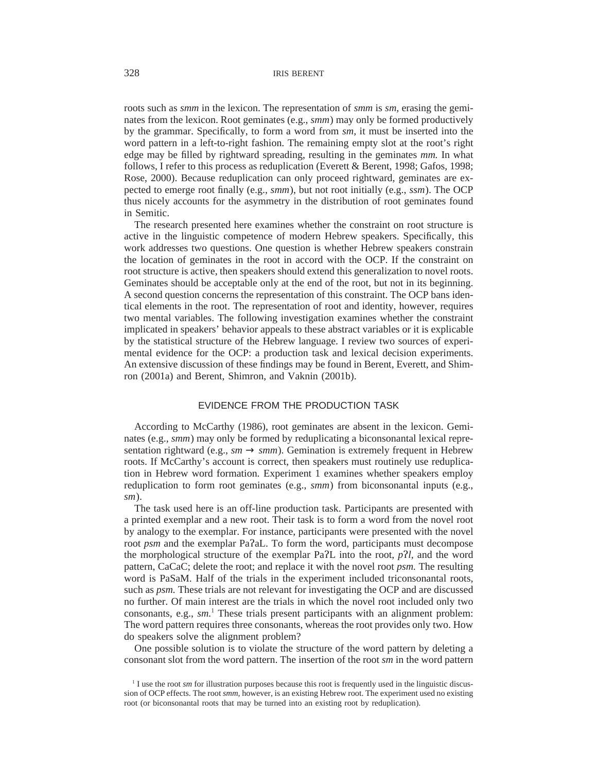roots such as *smm* in the lexicon. The representation of *smm* is *sm,* erasing the geminates from the lexicon. Root geminates (e.g., *smm*) may only be formed productively by the grammar. Specifically, to form a word from *sm,* it must be inserted into the word pattern in a left-to-right fashion. The remaining empty slot at the root's right edge may be filled by rightward spreading, resulting in the geminates *mm.* In what follows, I refer to this process as reduplication (Everett & Berent, 1998; Gafos, 1998; Rose, 2000). Because reduplication can only proceed rightward, geminates are expected to emerge root finally (e.g., *smm*), but not root initially (e.g., *ssm*). The OCP thus nicely accounts for the asymmetry in the distribution of root geminates found in Semitic.

The research presented here examines whether the constraint on root structure is active in the linguistic competence of modern Hebrew speakers. Specifically, this work addresses two questions. One question is whether Hebrew speakers constrain the location of geminates in the root in accord with the OCP. If the constraint on root structure is active, then speakers should extend this generalization to novel roots. Geminates should be acceptable only at the end of the root, but not in its beginning. A second question concerns the representation of this constraint. The OCP bans identical elements in the root. The representation of root and identity, however, requires two mental variables. The following investigation examines whether the constraint implicated in speakers' behavior appeals to these abstract variables or it is explicable by the statistical structure of the Hebrew language. I review two sources of experimental evidence for the OCP: a production task and lexical decision experiments. An extensive discussion of these findings may be found in Berent, Everett, and Shimron (2001a) and Berent, Shimron, and Vaknin (2001b).

## EVIDENCE FROM THE PRODUCTION TASK

According to McCarthy (1986), root geminates are absent in the lexicon. Geminates (e.g., *smm*) may only be formed by reduplicating a biconsonantal lexical representation rightward (e.g., *sm* → *smm*). Gemination is extremely frequent in Hebrew roots. If McCarthy's account is correct, then speakers must routinely use reduplication in Hebrew word formation. Experiment 1 examines whether speakers employ reduplication to form root geminates (e.g., *smm*) from biconsonantal inputs (e.g., *sm*).

The task used here is an off-line production task. Participants are presented with a printed exemplar and a new root. Their task is to form a word from the novel root by analogy to the exemplar. For instance, participants were presented with the novel root *psm* and the exemplar PaʔaL. To form the word, participants must decompose the morphological structure of the exemplar PaʔL into the root, *pʔl,* and the word pattern, CaCaC; delete the root; and replace it with the novel root *psm.* The resulting word is PaSaM. Half of the trials in the experiment included triconsonantal roots, such as *psm.* These trials are not relevant for investigating the OCP and are discussed no further. Of main interest are the trials in which the novel root included only two consonants, e.g., *sm.*[1] These trials present participants with an alignment problem: The word pattern requires three consonants, whereas the root provides only two. How do speakers solve the alignment problem?

One possible solution is to violate the structure of the word pattern by deleting a consonant slot from the word pattern. The insertion of the root *sm* in the word pattern

[1] I use the root *sm* for illustration purposes because this root is frequently used in the linguistic discussion of OCP effects. The root *smm,* however, is an existing Hebrew root. The experiment used no existing root (or biconsonantal roots that may be turned into an existing root by reduplication).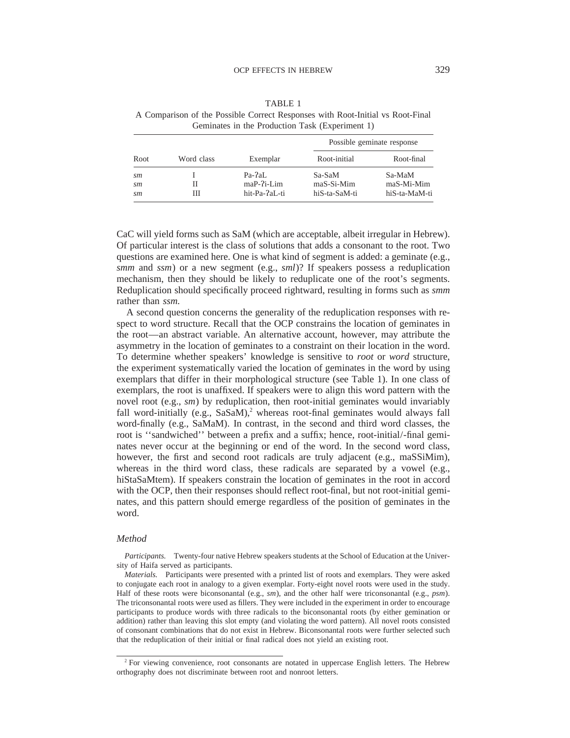TABLE 1
A Comparison of the Possible Correct Responses with Root-Initial vs Root-Final Geminates in the Production Task (Experiment 1)

| Root | Word class | Exemplar | Possible geminate response | |
|---|---|---|---|---|
| | | | Root-initial | Root-final |
| *sm* | I | Pa-ʔaL | Sa-SaM | Sa-MaM |
| *sm* | II | maP-ʔi-Lim | maS-Si-Mim | maS-Mi-Mim |
| *sm* | III | hit-Pa-ʔaL-ti | hiS-ta-SaM-ti | hiS-ta-MaM-ti |

CaC will yield forms such as SaM (which are acceptable, albeit irregular in Hebrew). Of particular interest is the class of solutions that adds a consonant to the root. Two questions are examined here. One is what kind of segment is added: a geminate (e.g., *smm* and *ssm*) or a new segment (e.g., *sml*)? If speakers possess a reduplication mechanism, then they should be likely to reduplicate one of the root's segments. Reduplication should specifically proceed rightward, resulting in forms such as *smm* rather than *ssm.*

A second question concerns the generality of the reduplication responses with respect to word structure. Recall that the OCP constrains the location of geminates in the root—an abstract variable. An alternative account, however, may attribute the asymmetry in the location of geminates to a constraint on their location in the word. To determine whether speakers' knowledge is sensitive to *root* or *word* structure, the experiment systematically varied the location of geminates in the word by using exemplars that differ in their morphological structure (see Table 1). In one class of exemplars, the root is unaffixed. If speakers were to align this word pattern with the novel root (e.g., *sm*) by reduplication, then root-initial geminates would invariably fall word-initially (e.g., SaSaM),[2] whereas root-final geminates would always fall word-finally (e.g., SaMaM). In contrast, in the second and third word classes, the root is ''sandwiched'' between a prefix and a suffix; hence, root-initial/-final geminates never occur at the beginning or end of the word. In the second word class, however, the first and second root radicals are truly adjacent (e.g., maSSiMim), whereas in the third word class, these radicals are separated by a vowel (e.g., hiStaSaMtem). If speakers constrain the location of geminates in the root in accord with the OCP, then their responses should reflect root-final, but not root-initial geminates, and this pattern should emerge regardless of the position of geminates in the word.

### *Method*

*Participants.* Twenty-four native Hebrew speakers students at the School of Education at the University of Haifa served as participants.

*Materials.* Participants were presented with a printed list of roots and exemplars. They were asked to conjugate each root in analogy to a given exemplar. Forty-eight novel roots were used in the study. Half of these roots were biconsonantal (e.g., *sm*), and the other half were triconsonantal (e.g., *psm*). The triconsonantal roots were used as fillers. They were included in the experiment in order to encourage participants to produce words with three radicals to the biconsonantal roots (by either gemination or addition) rather than leaving this slot empty (and violating the word pattern). All novel roots consisted of consonant combinations that do not exist in Hebrew. Biconsonantal roots were further selected such that the reduplication of their initial or final radical does not yield an existing root.

[2] For viewing convenience, root consonants are notated in uppercase English letters. The Hebrew orthography does not discriminate between root and nonroot letters.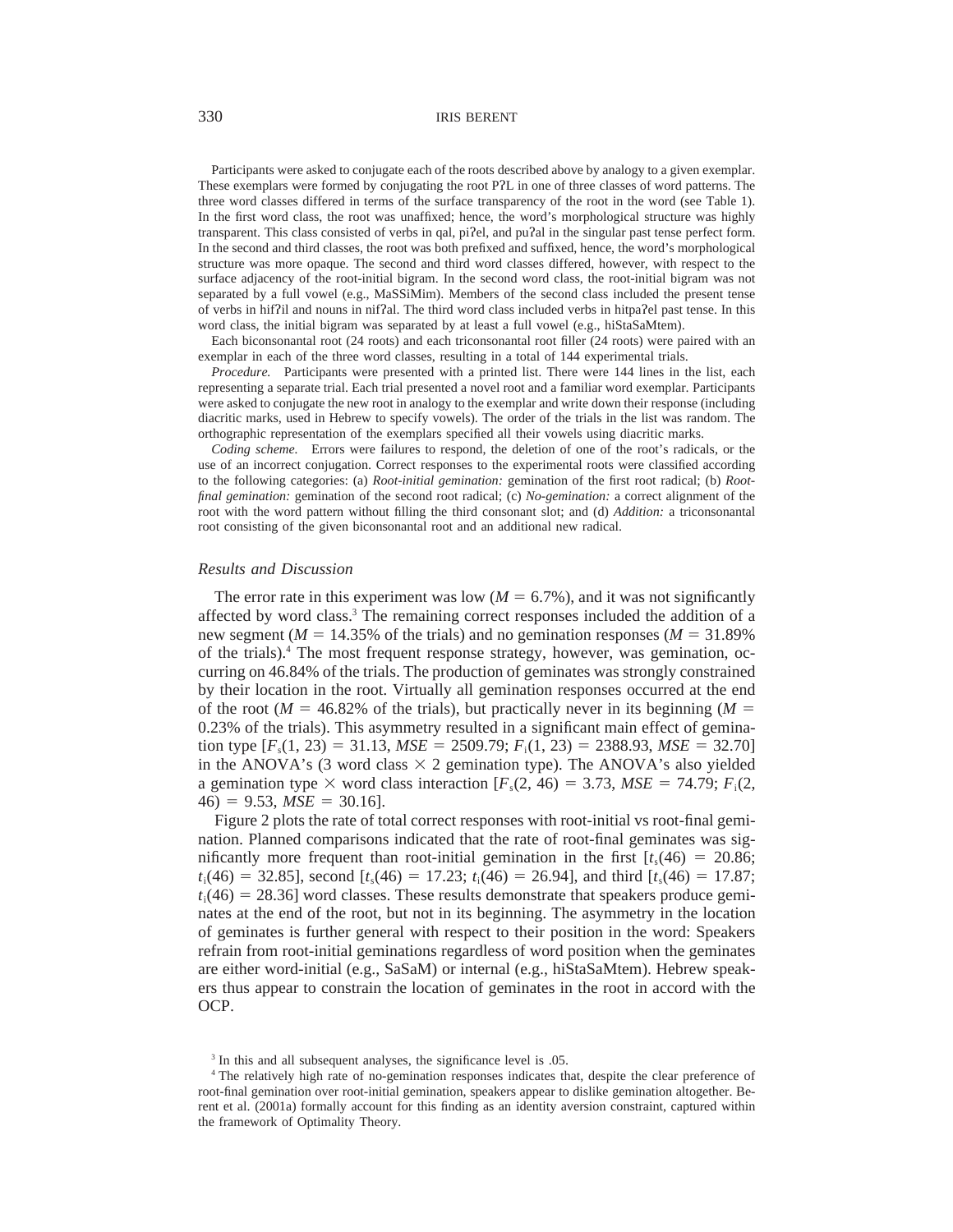Participants were asked to conjugate each of the roots described above by analogy to a given exemplar. These exemplars were formed by conjugating the root PʔL in one of three classes of word patterns. The three word classes differed in terms of the surface transparency of the root in the word (see Table 1). In the first word class, the root was unaffixed; hence, the word's morphological structure was highly transparent. This class consisted of verbs in qal, piʔel, and puʔal in the singular past tense perfect form. In the second and third classes, the root was both prefixed and suffixed, hence, the word's morphological structure was more opaque. The second and third word classes differed, however, with respect to the surface adjacency of the root-initial bigram. In the second word class, the root-initial bigram was not separated by a full vowel (e.g., MaSSiMim). Members of the second class included the present tense of verbs in hifʔil and nouns in nifʔal. The third word class included verbs in hitpaʔel past tense. In this word class, the initial bigram was separated by at least a full vowel (e.g., hiStaSaMtem).

Each biconsonantal root (24 roots) and each triconsonantal root filler (24 roots) were paired with an exemplar in each of the three word classes, resulting in a total of 144 experimental trials.

*Procedure.* Participants were presented with a printed list. There were 144 lines in the list, each representing a separate trial. Each trial presented a novel root and a familiar word exemplar. Participants were asked to conjugate the new root in analogy to the exemplar and write down their response (including diacritic marks, used in Hebrew to specify vowels). The order of the trials in the list was random. The orthographic representation of the exemplars specified all their vowels using diacritic marks.

*Coding scheme.* Errors were failures to respond, the deletion of one of the root's radicals, or the use of an incorrect conjugation. Correct responses to the experimental roots were classified according to the following categories: (a) *Root-initial gemination:* gemination of the first root radical; (b) *Root-final gemination:* gemination of the second root radical; (c) *No-gemination:* a correct alignment of the root with the word pattern without filling the third consonant slot; and (d) *Addition:* a triconsonantal root consisting of the given biconsonantal root and an additional new radical.

### *Results and Discussion*

The error rate in this experiment was low ($M = 6.7\%$), and it was not significantly affected by word class.[3] The remaining correct responses included the addition of a new segment ($M = 14.35\%$ of the trials) and no gemination responses ($M = 31.89\%$ of the trials).[4] The most frequent response strategy, however, was gemination, occurring on 46.84% of the trials. The production of geminates was strongly constrained by their location in the root. Virtually all gemination responses occurred at the end of the root ($M = 46.82\%$ of the trials), but practically never in its beginning ($M = 0.23\%$ of the trials). This asymmetry resulted in a significant main effect of gemination type [$F_s(1, 23) = 31.13$, $MSE = 2509.79$; $F_i(1, 23) = 2388.93$, $MSE = 32.70$] in the ANOVA's (3 word class $\times$ 2 gemination type). The ANOVA's also yielded a gemination type $\times$ word class interaction [$F_s(2, 46) = 3.73$, $MSE = 74.79$; $F_i(2, 46) = 9.53$, $MSE = 30.16$].

Figure 2 plots the rate of total correct responses with root-initial vs root-final gemination. Planned comparisons indicated that the rate of root-final geminates was significantly more frequent than root-initial gemination in the first [$t_s(46) = 20.86$; $t_i(46) = 32.85$], second [$t_s(46) = 17.23$; $t_i(46) = 26.94$], and third [$t_s(46) = 17.87$; $t_i(46) = 28.36$] word classes. These results demonstrate that speakers produce geminates at the end of the root, but not in its beginning. The asymmetry in the location of geminates is further general with respect to their position in the word: Speakers refrain from root-initial geminations regardless of word position when the geminates are either word-initial (e.g., SaSaM) or internal (e.g., hiStaSaMtem). Hebrew speakers thus appear to constrain the location of geminates in the root in accord with the OCP.

[3] In this and all subsequent analyses, the significance level is .05.

[4] The relatively high rate of no-gemination responses indicates that, despite the clear preference of root-final gemination over root-initial gemination, speakers appear to dislike gemination altogether. Berent et al. (2001a) formally account for this finding as an identity aversion constraint, captured within the framework of Optimality Theory.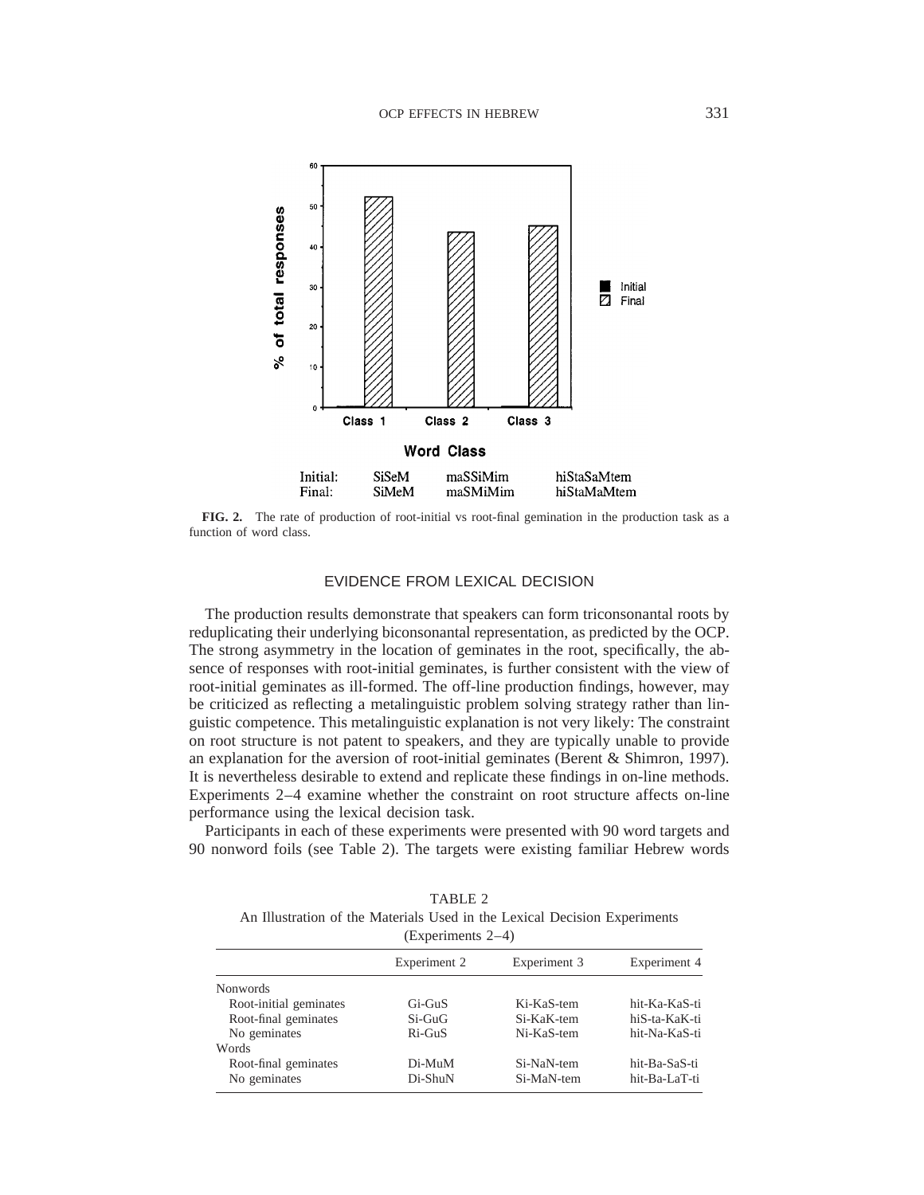**FIG. 2.** The rate of production of root-initial vs root-final gemination in the production task as a function of word class.

## EVIDENCE FROM LEXICAL DECISION

The production results demonstrate that speakers can form triconsonantal roots by reduplicating their underlying biconsonantal representation, as predicted by the OCP. The strong asymmetry in the location of geminates in the root, specifically, the absence of responses with root-initial geminates, is further consistent with the view of root-initial geminates as ill-formed. The off-line production findings, however, may be criticized as reflecting a metalinguistic problem solving strategy rather than linguistic competence. This metalinguistic explanation is not very likely: The constraint on root structure is not patent to speakers, and they are typically unable to provide an explanation for the aversion of root-initial geminates (Berent & Shimron, 1997). It is nevertheless desirable to extend and replicate these findings in on-line methods. Experiments 2–4 examine whether the constraint on root structure affects on-line performance using the lexical decision task.

Participants in each of these experiments were presented with 90 word targets and 90 nonword foils (see Table 2). The targets were existing familiar Hebrew words

TABLE 2
An Illustration of the Materials Used in the Lexical Decision Experiments (Experiments 2–4)

| | Experiment 2 | Experiment 3 | Experiment 4 |
|---|---|---|---|
| Nonwords | | | |
| Root-initial geminates | Gi-GuS | Ki-KaS-tem | hit-Ka-KaS-ti |
| Root-final geminates | Si-GuG | Si-KaK-tem | hiS-ta-KaK-ti |
| No geminates | Ri-GuS | Ni-KaS-tem | hit-Na-KaS-ti |
| Words | | | |
| Root-final geminates | Di-MuM | Si-NaN-tem | hit-Ba-SaS-ti |
| No geminates | Di-ShuN | Si-MaN-tem | hit-Ba-LaT-ti |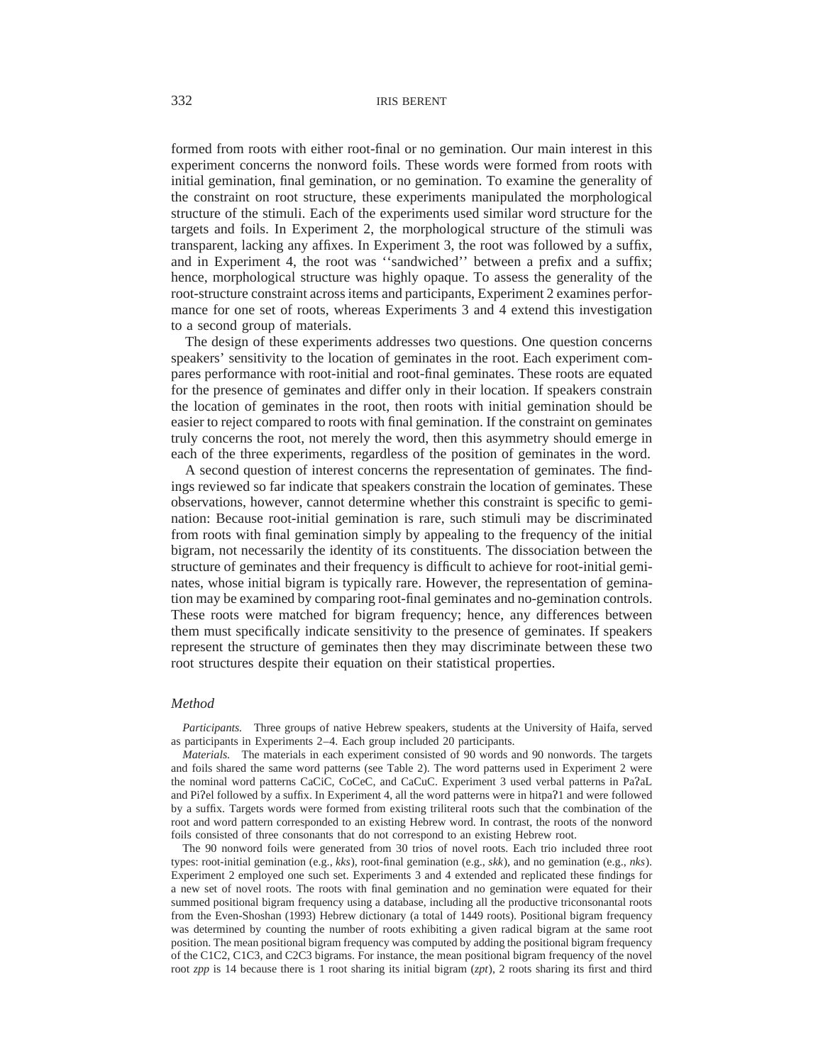formed from roots with either root-final or no gemination. Our main interest in this experiment concerns the nonword foils. These words were formed from roots with initial gemination, final gemination, or no gemination. To examine the generality of the constraint on root structure, these experiments manipulated the morphological structure of the stimuli. Each of the experiments used similar word structure for the targets and foils. In Experiment 2, the morphological structure of the stimuli was transparent, lacking any affixes. In Experiment 3, the root was followed by a suffix, and in Experiment 4, the root was ''sandwiched'' between a prefix and a suffix; hence, morphological structure was highly opaque. To assess the generality of the root-structure constraint across items and participants, Experiment 2 examines performance for one set of roots, whereas Experiments 3 and 4 extend this investigation to a second group of materials.

The design of these experiments addresses two questions. One question concerns speakers' sensitivity to the location of geminates in the root. Each experiment compares performance with root-initial and root-final geminates. These roots are equated for the presence of geminates and differ only in their location. If speakers constrain the location of geminates in the root, then roots with initial gemination should be easier to reject compared to roots with final gemination. If the constraint on geminates truly concerns the root, not merely the word, then this asymmetry should emerge in each of the three experiments, regardless of the position of geminates in the word.

A second question of interest concerns the representation of geminates. The findings reviewed so far indicate that speakers constrain the location of geminates. These observations, however, cannot determine whether this constraint is specific to gemination: Because root-initial gemination is rare, such stimuli may be discriminated from roots with final gemination simply by appealing to the frequency of the initial bigram, not necessarily the identity of its constituents. The dissociation between the structure of geminates and their frequency is difficult to achieve for root-initial geminates, whose initial bigram is typically rare. However, the representation of gemination may be examined by comparing root-final geminates and no-gemination controls. These roots were matched for bigram frequency; hence, any differences between them must specifically indicate sensitivity to the presence of geminates. If speakers represent the structure of geminates then they may discriminate between these two root structures despite their equation on their statistical properties.

### *Method*

*Participants.* Three groups of native Hebrew speakers, students at the University of Haifa, served as participants in Experiments 2–4. Each group included 20 participants.

*Materials.* The materials in each experiment consisted of 90 words and 90 nonwords. The targets and foils shared the same word patterns (see Table 2). The word patterns used in Experiment 2 were the nominal word patterns CaCiC, CoCeC, and CaCuC. Experiment 3 used verbal patterns in PaʔaL and Piʔel followed by a suffix. In Experiment 4, all the word patterns were in hitpaʔ1 and were followed by a suffix. Targets words were formed from existing triliteral roots such that the combination of the root and word pattern corresponded to an existing Hebrew word. In contrast, the roots of the nonword foils consisted of three consonants that do not correspond to an existing Hebrew root.

The 90 nonword foils were generated from 30 trios of novel roots. Each trio included three root types: root-initial gemination (e.g., *kks*), root-final gemination (e.g., *skk*), and no gemination (e.g., *nks*). Experiment 2 employed one such set. Experiments 3 and 4 extended and replicated these findings for a new set of novel roots. The roots with final gemination and no gemination were equated for their summed positional bigram frequency using a database, including all the productive triconsonantal roots from the Even-Shoshan (1993) Hebrew dictionary (a total of 1449 roots). Positional bigram frequency was determined by counting the number of roots exhibiting a given radical bigram at the same root position. The mean positional bigram frequency was computed by adding the positional bigram frequency of the C1C2, C1C3, and C2C3 bigrams. For instance, the mean positional bigram frequency of the novel root *zpp* is 14 because there is 1 root sharing its initial bigram (*zpt*), 2 roots sharing its first and third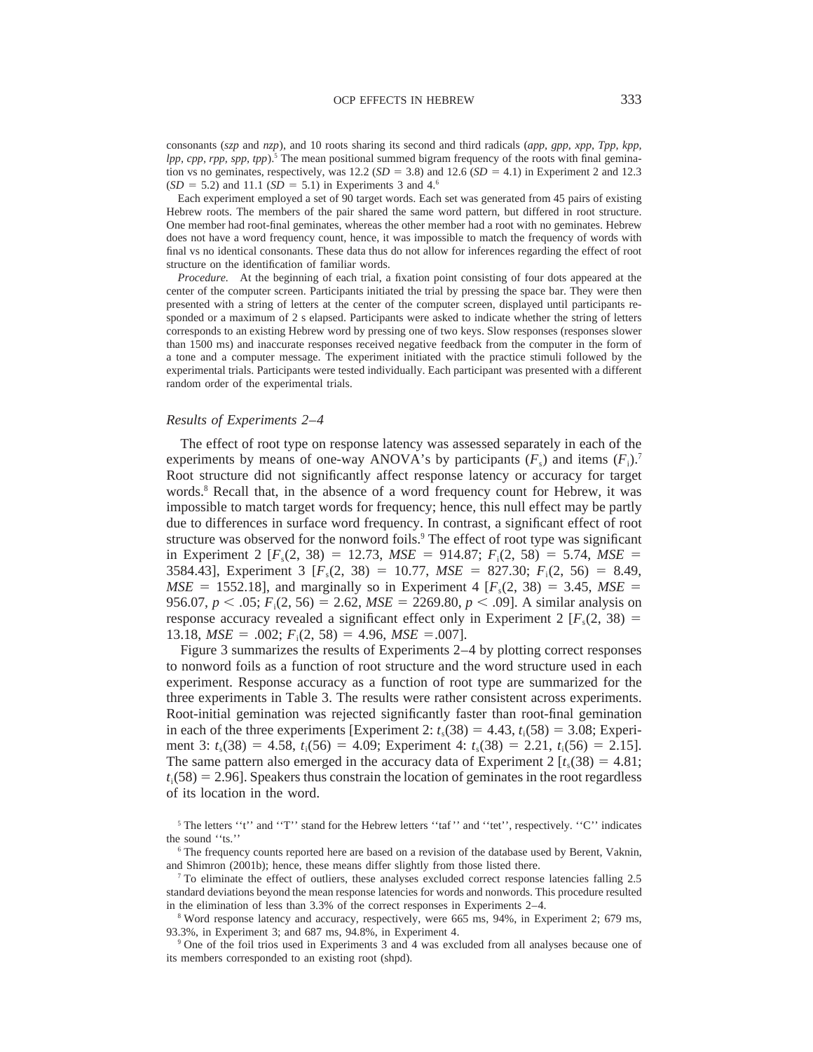consonants (*szp* and *nzp*), and 10 roots sharing its second and third radicals (*app, gpp, xpp, Tpp, kpp, lpp, cpp, rpp, spp, tpp*).[5] The mean positional summed bigram frequency of the roots with final gemination vs no geminates, respectively, was 12.2 ($SD = 3.8$) and 12.6 ($SD = 4.1$) in Experiment 2 and 12.3 ($SD = 5.2$) and 11.1 ($SD = 5.1$) in Experiments 3 and 4.[6]

Each experiment employed a set of 90 target words. Each set was generated from 45 pairs of existing Hebrew roots. The members of the pair shared the same word pattern, but differed in root structure. One member had root-final geminates, whereas the other member had a root with no geminates. Hebrew does not have a word frequency count, hence, it was impossible to match the frequency of words with final vs no identical consonants. These data thus do not allow for inferences regarding the effect of root structure on the identification of familiar words.

*Procedure.* At the beginning of each trial, a fixation point consisting of four dots appeared at the center of the computer screen. Participants initiated the trial by pressing the space bar. They were then presented with a string of letters at the center of the computer screen, displayed until participants responded or a maximum of 2 s elapsed. Participants were asked to indicate whether the string of letters corresponds to an existing Hebrew word by pressing one of two keys. Slow responses (responses slower than 1500 ms) and inaccurate responses received negative feedback from the computer in the form of a tone and a computer message. The experiment initiated with the practice stimuli followed by the experimental trials. Participants were tested individually. Each participant was presented with a different random order of the experimental trials.

### *Results of Experiments 2–4*

The effect of root type on response latency was assessed separately in each of the experiments by means of one-way ANOVA's by participants ($F_s$) and items ($F_i$).[7] Root structure did not significantly affect response latency or accuracy for target words.[8] Recall that, in the absence of a word frequency count for Hebrew, it was impossible to match target words for frequency; hence, this null effect may be partly due to differences in surface word frequency. In contrast, a significant effect of root structure was observed for the nonword foils.[9] The effect of root type was significant in Experiment 2 [$F_s(2, 38) = 12.73$, $MSE = 914.87$; $F_i(2, 58) = 5.74$, $MSE = 3584.43$], Experiment 3 [$F_s(2, 38) = 10.77$, $MSE = 827.30$; $F_i(2, 56) = 8.49$, $MSE = 1552.18$], and marginally so in Experiment 4 [$F_s(2, 38) = 3.45$, $MSE = 956.07$, $p < .05$; $F_i(2, 56) = 2.62$, $MSE = 2269.80$, $p < .09$]. A similar analysis on response accuracy revealed a significant effect only in Experiment 2 [$F_s(2, 38) = 13.18$, $MSE = .002$; $F_i(2, 58) = 4.96$, $MSE = .007$].

Figure 3 summarizes the results of Experiments 2–4 by plotting correct responses to nonword foils as a function of root structure and the word structure used in each experiment. Response accuracy as a function of root type are summarized for the three experiments in Table 3. The results were rather consistent across experiments. Root-initial gemination was rejected significantly faster than root-final gemination in each of the three experiments [Experiment 2: $t_s(38) = 4.43$, $t_i(58) = 3.08$; Experiment 3: $t_s(38) = 4.58$, $t_i(56) = 4.09$; Experiment 4: $t_s(38) = 2.21$, $t_i(56) = 2.15$]. The same pattern also emerged in the accuracy data of Experiment 2 [$t_s(38) = 4.81$; $t_i(58) = 2.96$]. Speakers thus constrain the location of geminates in the root regardless of its location in the word.

[5] The letters ''t'' and ''T'' stand for the Hebrew letters ''taf'' and ''tet'', respectively. ''C'' indicates the sound ''ts.''

[6] The frequency counts reported here are based on a revision of the database used by Berent, Vaknin, and Shimron (2001b); hence, these means differ slightly from those listed there.

[7] To eliminate the effect of outliers, these analyses excluded correct response latencies falling 2.5 standard deviations beyond the mean response latencies for words and nonwords. This procedure resulted in the elimination of less than 3.3% of the correct responses in Experiments 2–4.

[8] Word response latency and accuracy, respectively, were 665 ms, 94%, in Experiment 2; 679 ms, 93.3%, in Experiment 3; and 687 ms, 94.8%, in Experiment 4.

[9] One of the foil trios used in Experiments 3 and 4 was excluded from all analyses because one of its members corresponded to an existing root (shpd).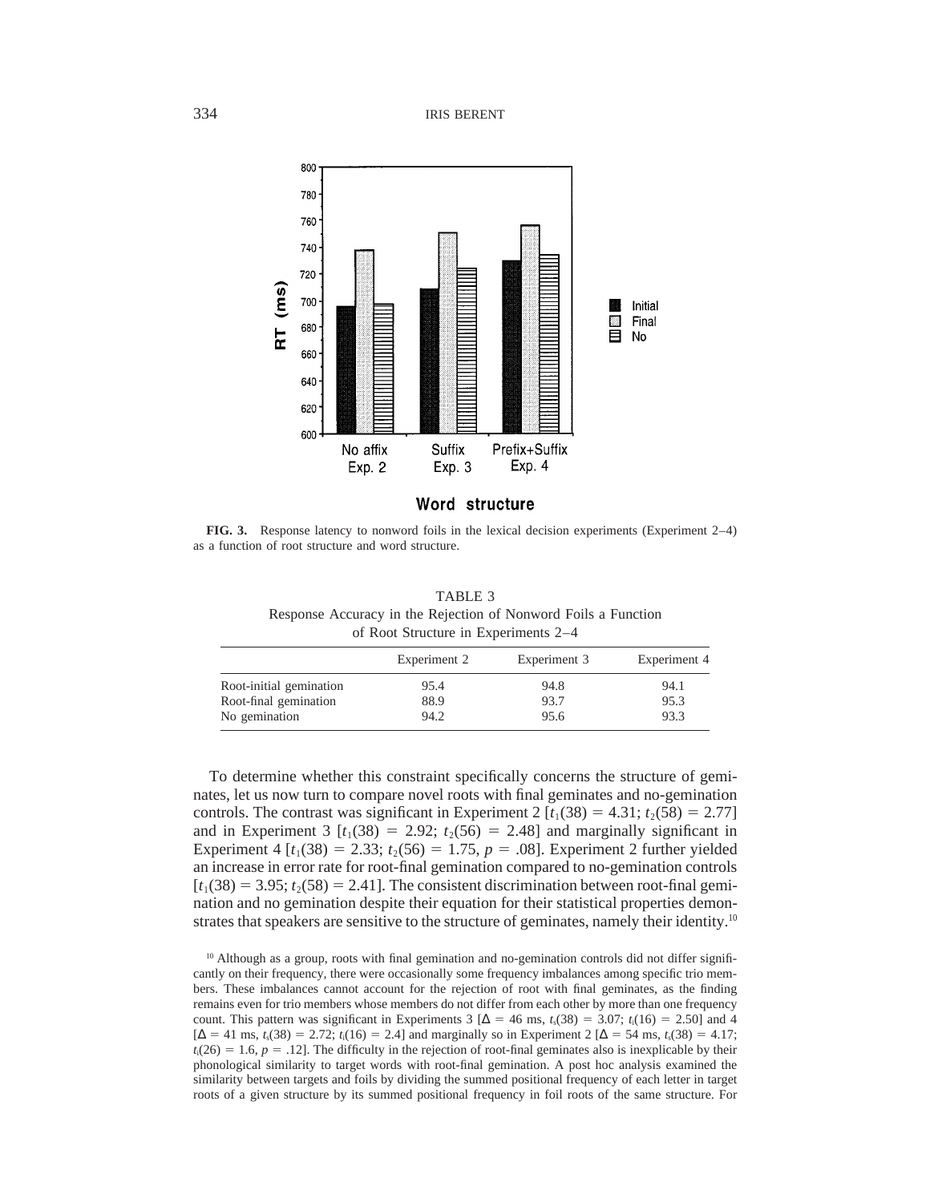**FIG. 3.** Response latency to nonword foils in the lexical decision experiments (Experiment 2–4) as a function of root structure and word structure.

TABLE 3
Response Accuracy in the Rejection of Nonword Foils a Function of Root Structure in Experiments 2–4

| | Experiment 2 | Experiment 3 | Experiment 4 |
|---|---|---|---|
| Root-initial gemination | 95.4 | 94.8 | 94.1 |
| Root-final gemination | 88.9 | 93.7 | 95.3 |
| No gemination | 94.2 | 95.6 | 93.3 |

To determine whether this constraint specifically concerns the structure of geminates, let us now turn to compare novel roots with final geminates and no-gemination controls. The contrast was significant in Experiment 2 [$t_1(38) = 4.31$; $t_2(58) = 2.77$] and in Experiment 3 [$t_1(38) = 2.92$; $t_2(56) = 2.48$] and marginally significant in Experiment 4 [$t_1(38) = 2.33$; $t_2(56) = 1.75$, $p = .08$]. Experiment 2 further yielded an increase in error rate for root-final gemination compared to no-gemination controls [$t_1(38) = 3.95$; $t_2(58) = 2.41$]. The consistent discrimination between root-final gemination and no gemination despite their equation for their statistical properties demonstrates that speakers are sensitive to the structure of geminates, namely their identity.[10]

[10] Although as a group, roots with final gemination and no-gemination controls did not differ significantly on their frequency, there were occasionally some frequency imbalances among specific trio members. These imbalances cannot account for the rejection of root with final geminates, as the finding remains even for trio members whose members do not differ from each other by more than one frequency count. This pattern was significant in Experiments 3 [$\Delta = 46$ ms, $t_s(38) = 3.07$; $t_i(16) = 2.50$] and 4 [$\Delta = 41$ ms, $t_s(38) = 2.72$; $t_i(16) = 2.4$] and marginally so in Experiment 2 [$\Delta = 54$ ms, $t_s(38) = 4.17$; $t_i(26) = 1.6$, $p = .12$]. The difficulty in the rejection of root-final geminates also is inexplicable by their phonological similarity to target words with root-final gemination. A post hoc analysis examined the similarity between targets and foils by dividing the summed positional frequency of each letter in target roots of a given structure by its summed positional frequency in foil roots of the same structure. For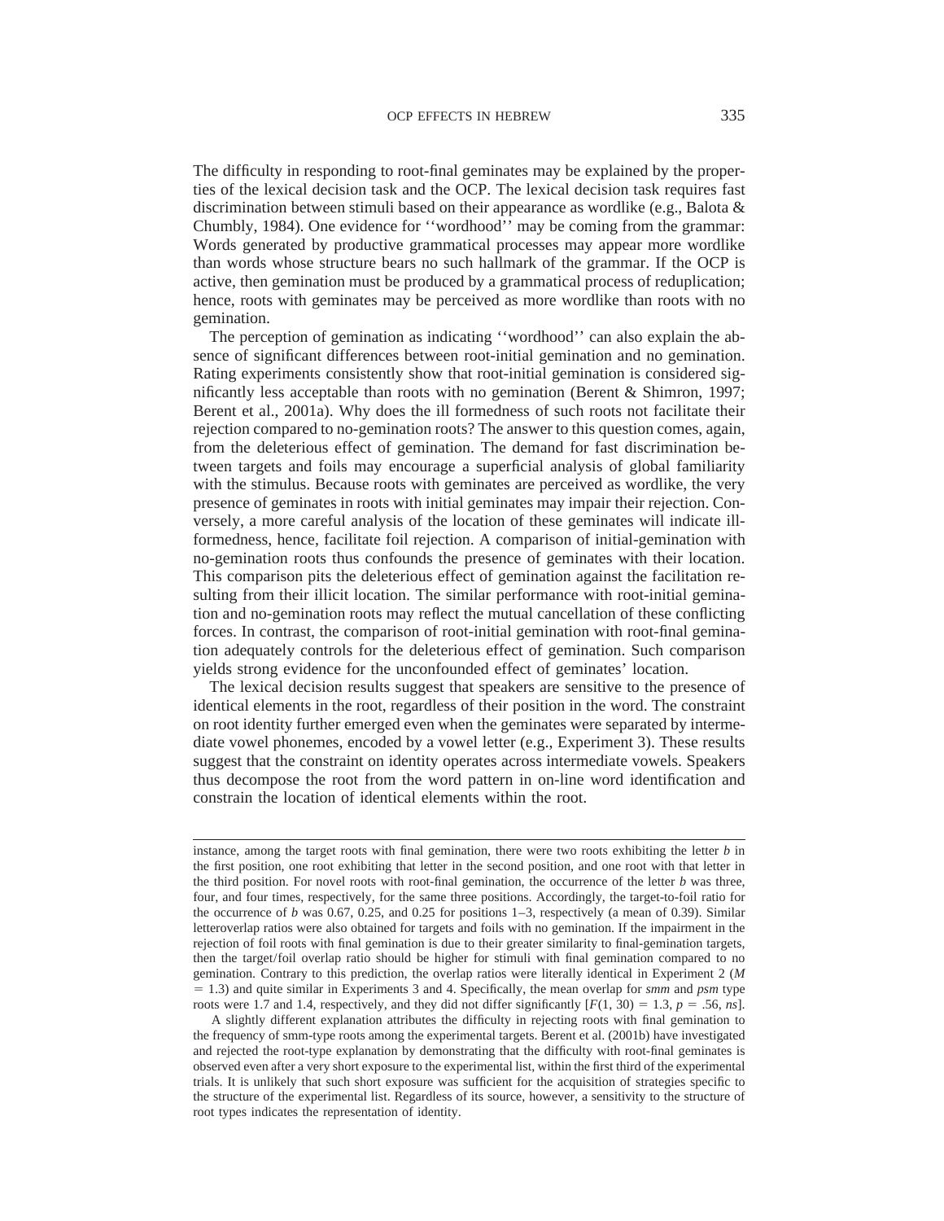The difficulty in responding to root-final geminates may be explained by the properties of the lexical decision task and the OCP. The lexical decision task requires fast discrimination between stimuli based on their appearance as wordlike (e.g., Balota & Chumbly, 1984). One evidence for ''wordhood'' may be coming from the grammar: Words generated by productive grammatical processes may appear more wordlike than words whose structure bears no such hallmark of the grammar. If the OCP is active, then gemination must be produced by a grammatical process of reduplication; hence, roots with geminates may be perceived as more wordlike than roots with no gemination.

The perception of gemination as indicating ''wordhood'' can also explain the absence of significant differences between root-initial gemination and no gemination. Rating experiments consistently show that root-initial gemination is considered significantly less acceptable than roots with no gemination (Berent & Shimron, 1997; Berent et al., 2001a). Why does the ill formedness of such roots not facilitate their rejection compared to no-gemination roots? The answer to this question comes, again, from the deleterious effect of gemination. The demand for fast discrimination between targets and foils may encourage a superficial analysis of global familiarity with the stimulus. Because roots with geminates are perceived as wordlike, the very presence of geminates in roots with initial geminates may impair their rejection. Conversely, a more careful analysis of the location of these geminates will indicate ill-formedness, hence, facilitate foil rejection. A comparison of initial-gemination with no-gemination roots thus confounds the presence of geminates with their location. This comparison pits the deleterious effect of gemination against the facilitation resulting from their illicit location. The similar performance with root-initial gemination and no-gemination roots may reflect the mutual cancellation of these conflicting forces. In contrast, the comparison of root-initial gemination with root-final gemination adequately controls for the deleterious effect of gemination. Such comparison yields strong evidence for the unconfounded effect of geminates' location.

The lexical decision results suggest that speakers are sensitive to the presence of identical elements in the root, regardless of their position in the word. The constraint on root identity further emerged even when the geminates were separated by intermediate vowel phonemes, encoded by a vowel letter (e.g., Experiment 3). These results suggest that the constraint on identity operates across intermediate vowels. Speakers thus decompose the root from the word pattern in on-line word identification and constrain the location of identical elements within the root.

---

instance, among the target roots with final gemination, there were two roots exhibiting the letter *b* in the first position, one root exhibiting that letter in the second position, and one root with that letter in the third position. For novel roots with root-final gemination, the occurrence of the letter *b* was three, four, and four times, respectively, for the same three positions. Accordingly, the target-to-foil ratio for the occurrence of *b* was 0.67, 0.25, and 0.25 for positions 1–3, respectively (a mean of 0.39). Similar letteroverlap ratios were also obtained for targets and foils with no gemination. If the impairment in the rejection of foil roots with final gemination is due to their greater similarity to final-gemination targets, then the target/foil overlap ratio should be higher for stimuli with final gemination compared to no gemination. Contrary to this prediction, the overlap ratios were literally identical in Experiment 2 ($M = 1.3$) and quite similar in Experiments 3 and 4. Specifically, the mean overlap for *smm* and *psm* type roots were 1.7 and 1.4, respectively, and they did not differ significantly [$F(1, 30) = 1.3$, $p = .56$, *ns*].

A slightly different explanation attributes the difficulty in rejecting roots with final gemination to the frequency of smm-type roots among the experimental targets. Berent et al. (2001b) have investigated and rejected the root-type explanation by demonstrating that the difficulty with root-final geminates is observed even after a very short exposure to the experimental list, within the first third of the experimental trials. It is unlikely that such short exposure was sufficient for the acquisition of strategies specific to the structure of the experimental list. Regardless of its source, however, a sensitivity to the structure of root types indicates the representation of identity.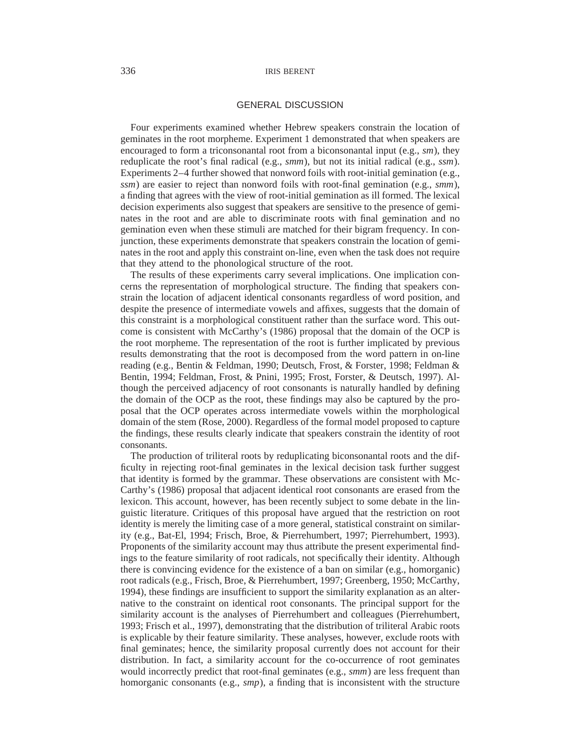## GENERAL DISCUSSION

Four experiments examined whether Hebrew speakers constrain the location of geminates in the root morpheme. Experiment 1 demonstrated that when speakers are encouraged to form a triconsonantal root from a biconsonantal input (e.g., *sm*), they reduplicate the root's final radical (e.g., *smm*), but not its initial radical (e.g., *ssm*). Experiments 2–4 further showed that nonword foils with root-initial gemination (e.g., *ssm*) are easier to reject than nonword foils with root-final gemination (e.g., *smm*), a finding that agrees with the view of root-initial gemination as ill formed. The lexical decision experiments also suggest that speakers are sensitive to the presence of geminates in the root and are able to discriminate roots with final gemination and no gemination even when these stimuli are matched for their bigram frequency. In conjunction, these experiments demonstrate that speakers constrain the location of geminates in the root and apply this constraint on-line, even when the task does not require that they attend to the phonological structure of the root.

The results of these experiments carry several implications. One implication concerns the representation of morphological structure. The finding that speakers constrain the location of adjacent identical consonants regardless of word position, and despite the presence of intermediate vowels and affixes, suggests that the domain of this constraint is a morphological constituent rather than the surface word. This outcome is consistent with McCarthy's (1986) proposal that the domain of the OCP is the root morpheme. The representation of the root is further implicated by previous results demonstrating that the root is decomposed from the word pattern in on-line reading (e.g., Bentin & Feldman, 1990; Deutsch, Frost, & Forster, 1998; Feldman & Bentin, 1994; Feldman, Frost, & Pnini, 1995; Frost, Forster, & Deutsch, 1997). Although the perceived adjacency of root consonants is naturally handled by defining the domain of the OCP as the root, these findings may also be captured by the proposal that the OCP operates across intermediate vowels within the morphological domain of the stem (Rose, 2000). Regardless of the formal model proposed to capture the findings, these results clearly indicate that speakers constrain the identity of root consonants.

The production of triliteral roots by reduplicating biconsonantal roots and the difficulty in rejecting root-final geminates in the lexical decision task further suggest that identity is formed by the grammar. These observations are consistent with McCarthy's (1986) proposal that adjacent identical root consonants are erased from the lexicon. This account, however, has been recently subject to some debate in the linguistic literature. Critiques of this proposal have argued that the restriction on root identity is merely the limiting case of a more general, statistical constraint on similarity (e.g., Bat-El, 1994; Frisch, Broe, & Pierrehumbert, 1997; Pierrehumbert, 1993). Proponents of the similarity account may thus attribute the present experimental findings to the feature similarity of root radicals, not specifically their identity. Although there is convincing evidence for the existence of a ban on similar (e.g., homorganic) root radicals (e.g., Frisch, Broe, & Pierrehumbert, 1997; Greenberg, 1950; McCarthy, 1994), these findings are insufficient to support the similarity explanation as an alternative to the constraint on identical root consonants. The principal support for the similarity account is the analyses of Pierrehumbert and colleagues (Pierrehumbert, 1993; Frisch et al., 1997), demonstrating that the distribution of triliteral Arabic roots is explicable by their feature similarity. These analyses, however, exclude roots with final geminates; hence, the similarity proposal currently does not account for their distribution. In fact, a similarity account for the co-occurrence of root geminates would incorrectly predict that root-final geminates (e.g., *smm*) are less frequent than homorganic consonants (e.g., *smp*), a finding that is inconsistent with the structure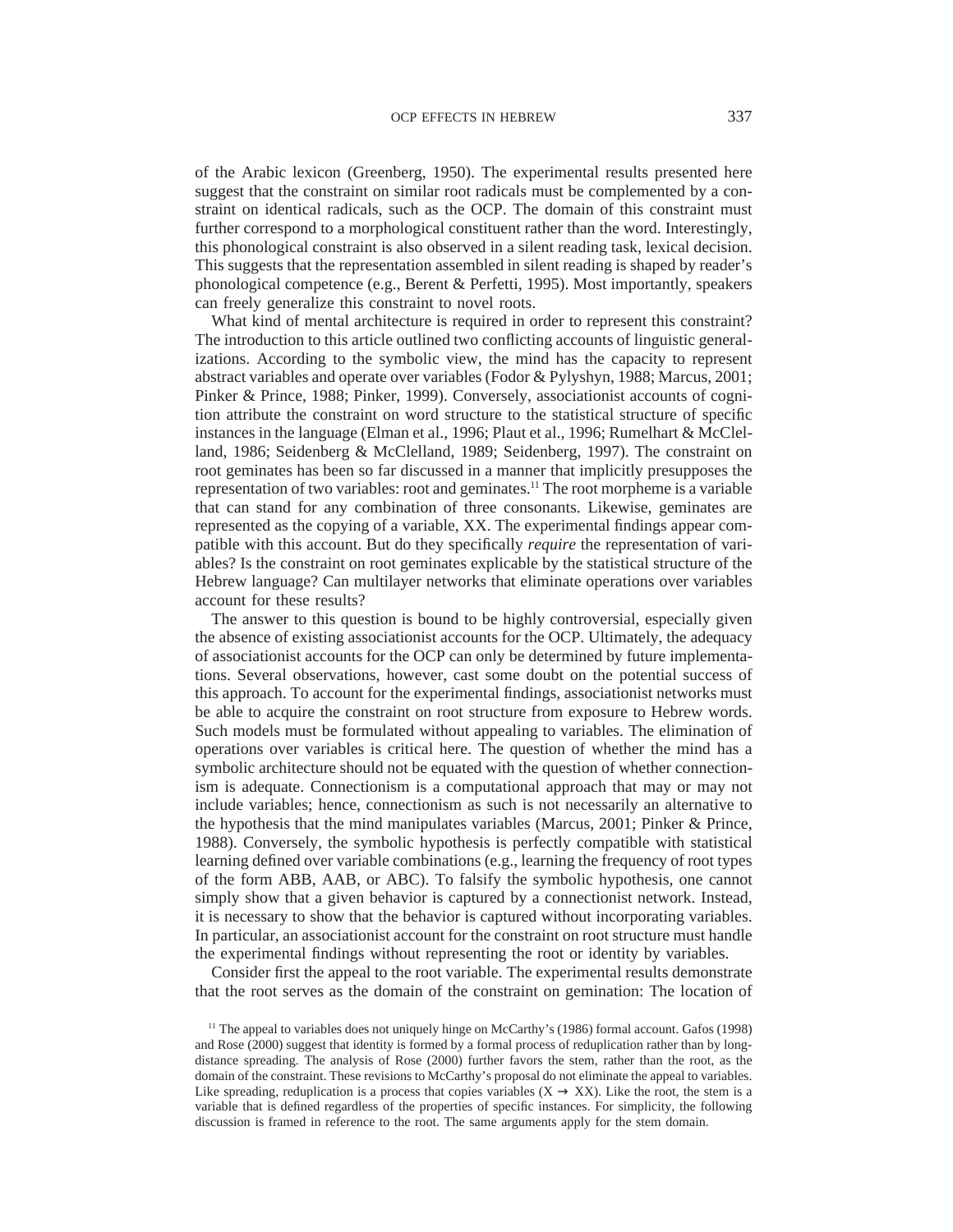of the Arabic lexicon (Greenberg, 1950). The experimental results presented here suggest that the constraint on similar root radicals must be complemented by a constraint on identical radicals, such as the OCP. The domain of this constraint must further correspond to a morphological constituent rather than the word. Interestingly, this phonological constraint is also observed in a silent reading task, lexical decision. This suggests that the representation assembled in silent reading is shaped by reader's phonological competence (e.g., Berent & Perfetti, 1995). Most importantly, speakers can freely generalize this constraint to novel roots.

What kind of mental architecture is required in order to represent this constraint? The introduction to this article outlined two conflicting accounts of linguistic generalizations. According to the symbolic view, the mind has the capacity to represent abstract variables and operate over variables (Fodor & Pylyshyn, 1988; Marcus, 2001; Pinker & Prince, 1988; Pinker, 1999). Conversely, associationist accounts of cognition attribute the constraint on word structure to the statistical structure of specific instances in the language (Elman et al., 1996; Plaut et al., 1996; Rumelhart & McClelland, 1986; Seidenberg & McClelland, 1989; Seidenberg, 1997). The constraint on root geminates has been so far discussed in a manner that implicitly presupposes the representation of two variables: root and geminates.[11] The root morpheme is a variable that can stand for any combination of three consonants. Likewise, geminates are represented as the copying of a variable, XX. The experimental findings appear compatible with this account. But do they specifically *require* the representation of variables? Is the constraint on root geminates explicable by the statistical structure of the Hebrew language? Can multilayer networks that eliminate operations over variables account for these results?

The answer to this question is bound to be highly controversial, especially given the absence of existing associationist accounts for the OCP. Ultimately, the adequacy of associationist accounts for the OCP can only be determined by future implementations. Several observations, however, cast some doubt on the potential success of this approach. To account for the experimental findings, associationist networks must be able to acquire the constraint on root structure from exposure to Hebrew words. Such models must be formulated without appealing to variables. The elimination of operations over variables is critical here. The question of whether the mind has a symbolic architecture should not be equated with the question of whether connectionism is adequate. Connectionism is a computational approach that may or may not include variables; hence, connectionism as such is not necessarily an alternative to the hypothesis that the mind manipulates variables (Marcus, 2001; Pinker & Prince, 1988). Conversely, the symbolic hypothesis is perfectly compatible with statistical learning defined over variable combinations (e.g., learning the frequency of root types of the form ABB, AAB, or ABC). To falsify the symbolic hypothesis, one cannot simply show that a given behavior is captured by a connectionist network. Instead, it is necessary to show that the behavior is captured without incorporating variables. In particular, an associationist account for the constraint on root structure must handle the experimental findings without representing the root or identity by variables.

Consider first the appeal to the root variable. The experimental results demonstrate that the root serves as the domain of the constraint on gemination: The location of

[11] The appeal to variables does not uniquely hinge on McCarthy's (1986) formal account. Gafos (1998) and Rose (2000) suggest that identity is formed by a formal process of reduplication rather than by long-distance spreading. The analysis of Rose (2000) further favors the stem, rather than the root, as the domain of the constraint. These revisions to McCarthy's proposal do not eliminate the appeal to variables. Like spreading, reduplication is a process that copies variables ($X \rightarrow XX$). Like the root, the stem is a variable that is defined regardless of the properties of specific instances. For simplicity, the following discussion is framed in reference to the root. The same arguments apply for the stem domain.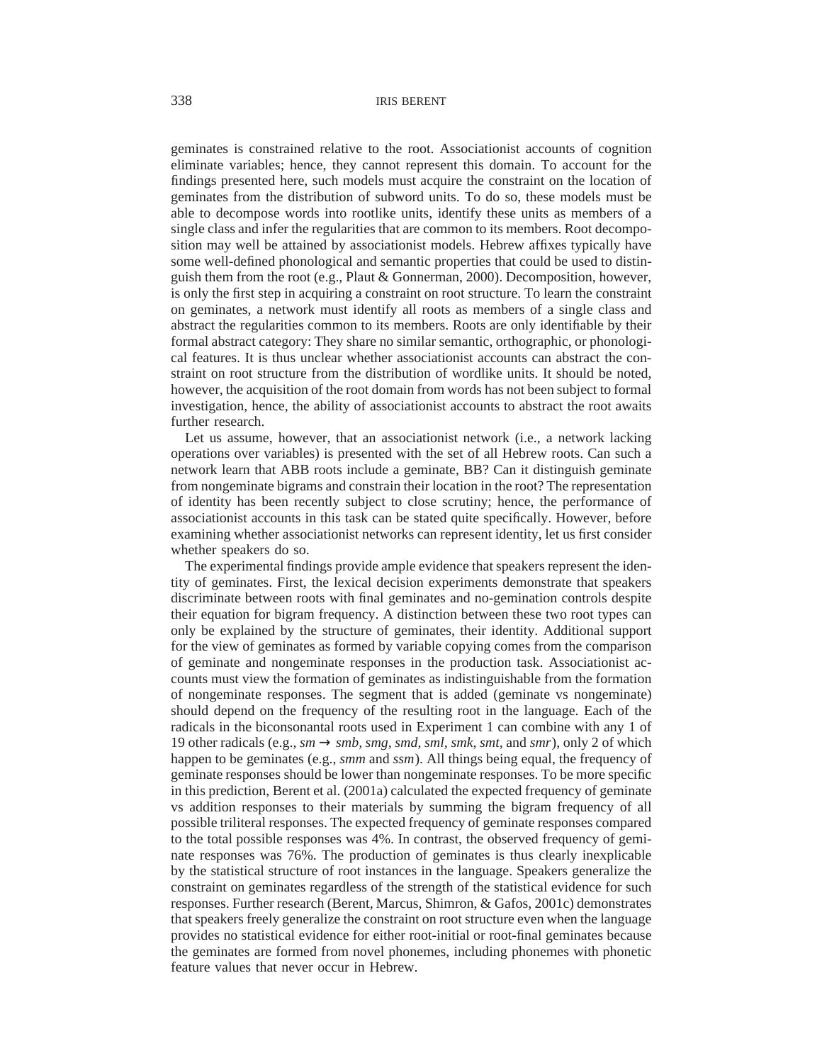geminates is constrained relative to the root. Associationist accounts of cognition eliminate variables; hence, they cannot represent this domain. To account for the findings presented here, such models must acquire the constraint on the location of geminates from the distribution of subword units. To do so, these models must be able to decompose words into rootlike units, identify these units as members of a single class and infer the regularities that are common to its members. Root decomposition may well be attained by associationist models. Hebrew affixes typically have some well-defined phonological and semantic properties that could be used to distinguish them from the root (e.g., Plaut & Gonnerman, 2000). Decomposition, however, is only the first step in acquiring a constraint on root structure. To learn the constraint on geminates, a network must identify all roots as members of a single class and abstract the regularities common to its members. Roots are only identifiable by their formal abstract category: They share no similar semantic, orthographic, or phonological features. It is thus unclear whether associationist accounts can abstract the constraint on root structure from the distribution of wordlike units. It should be noted, however, the acquisition of the root domain from words has not been subject to formal investigation, hence, the ability of associationist accounts to abstract the root awaits further research.

Let us assume, however, that an associationist network (i.e., a network lacking operations over variables) is presented with the set of all Hebrew roots. Can such a network learn that ABB roots include a geminate, BB? Can it distinguish geminate from nongeminate bigrams and constrain their location in the root? The representation of identity has been recently subject to close scrutiny; hence, the performance of associationist accounts in this task can be stated quite specifically. However, before examining whether associationist networks can represent identity, let us first consider whether speakers do so.

The experimental findings provide ample evidence that speakers represent the identity of geminates. First, the lexical decision experiments demonstrate that speakers discriminate between roots with final geminates and no-gemination controls despite their equation for bigram frequency. A distinction between these two root types can only be explained by the structure of geminates, their identity. Additional support for the view of geminates as formed by variable copying comes from the comparison of geminate and nongeminate responses in the production task. Associationist accounts must view the formation of geminates as indistinguishable from the formation of nongeminate responses. The segment that is added (geminate vs nongeminate) should depend on the frequency of the resulting root in the language. Each of the radicals in the biconsonantal roots used in Experiment 1 can combine with any 1 of 19 other radicals (e.g., *sm* → *smb, smg, smd, sml, smk, smt,* and *smr*), only 2 of which happen to be geminates (e.g., *smm* and *ssm*). All things being equal, the frequency of geminate responses should be lower than nongeminate responses. To be more specific in this prediction, Berent et al. (2001a) calculated the expected frequency of geminate vs addition responses to their materials by summing the bigram frequency of all possible triliteral responses. The expected frequency of geminate responses compared to the total possible responses was 4%. In contrast, the observed frequency of geminate responses was 76%. The production of geminates is thus clearly inexplicable by the statistical structure of root instances in the language. Speakers generalize the constraint on geminates regardless of the strength of the statistical evidence for such responses. Further research (Berent, Marcus, Shimron, & Gafos, 2001c) demonstrates that speakers freely generalize the constraint on root structure even when the language provides no statistical evidence for either root-initial or root-final geminates because the geminates are formed from novel phonemes, including phonemes with phonetic feature values that never occur in Hebrew.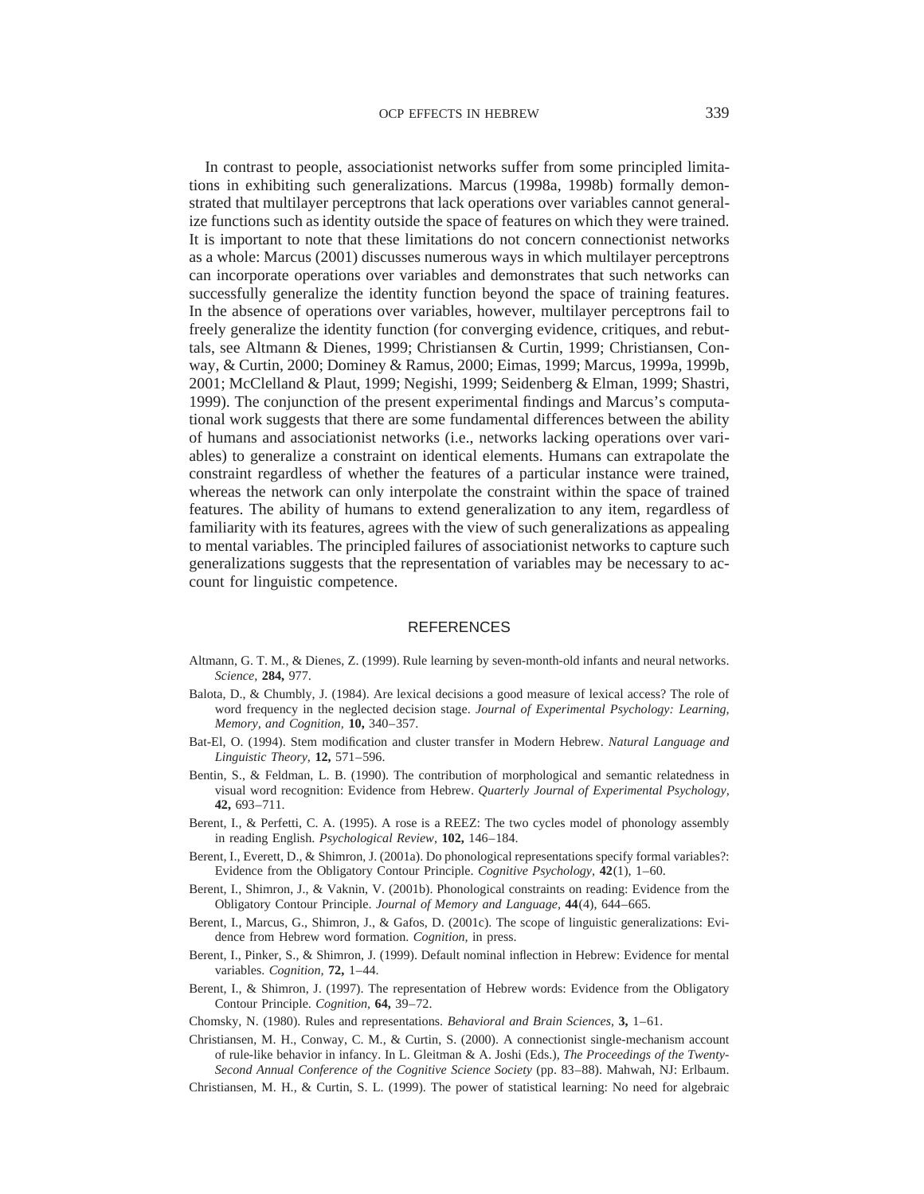In contrast to people, associationist networks suffer from some principled limitations in exhibiting such generalizations. Marcus (1998a, 1998b) formally demonstrated that multilayer perceptrons that lack operations over variables cannot generalize functions such as identity outside the space of features on which they were trained. It is important to note that these limitations do not concern connectionist networks as a whole: Marcus (2001) discusses numerous ways in which multilayer perceptrons can incorporate operations over variables and demonstrates that such networks can successfully generalize the identity function beyond the space of training features. In the absence of operations over variables, however, multilayer perceptrons fail to freely generalize the identity function (for converging evidence, critiques, and rebuttals, see Altmann & Dienes, 1999; Christiansen & Curtin, 1999; Christiansen, Conway, & Curtin, 2000; Dominey & Ramus, 2000; Eimas, 1999; Marcus, 1999a, 1999b, 2001; McClelland & Plaut, 1999; Negishi, 1999; Seidenberg & Elman, 1999; Shastri, 1999). The conjunction of the present experimental findings and Marcus's computational work suggests that there are some fundamental differences between the ability of humans and associationist networks (i.e., networks lacking operations over variables) to generalize a constraint on identical elements. Humans can extrapolate the constraint regardless of whether the features of a particular instance were trained, whereas the network can only interpolate the constraint within the space of trained features. The ability of humans to extend generalization to any item, regardless of familiarity with its features, agrees with the view of such generalizations as appealing to mental variables. The principled failures of associationist networks to capture such generalizations suggests that the representation of variables may be necessary to account for linguistic competence.

## REFERENCES

Altmann, G. T. M., & Dienes, Z. (1999). Rule learning by seven-month-old infants and neural networks. *Science,* **284,** 977.

Balota, D., & Chumbly, J. (1984). Are lexical decisions a good measure of lexical access? The role of word frequency in the neglected decision stage. *Journal of Experimental Psychology: Learning, Memory, and Cognition,* **10,** 340–357.

Bat-El, O. (1994). Stem modification and cluster transfer in Modern Hebrew. *Natural Language and Linguistic Theory,* **12,** 571–596.

Bentin, S., & Feldman, L. B. (1990). The contribution of morphological and semantic relatedness in visual word recognition: Evidence from Hebrew. *Quarterly Journal of Experimental Psychology,* **42,** 693–711.

Berent, I., & Perfetti, C. A. (1995). A rose is a REEZ: The two cycles model of phonology assembly in reading English. *Psychological Review,* **102,** 146–184.

Berent, I., Everett, D., & Shimron, J. (2001a). Do phonological representations specify formal variables?: Evidence from the Obligatory Contour Principle. *Cognitive Psychology,* **42**(1), 1–60.

Berent, I., Shimron, J., & Vaknin, V. (2001b). Phonological constraints on reading: Evidence from the Obligatory Contour Principle. *Journal of Memory and Language,* **44**(4), 644–665.

Berent, I., Marcus, G., Shimron, J., & Gafos, D. (2001c). The scope of linguistic generalizations: Evidence from Hebrew word formation. *Cognition,* in press.

Berent, I., Pinker, S., & Shimron, J. (1999). Default nominal inflection in Hebrew: Evidence for mental variables. *Cognition,* **72,** 1–44.

Berent, I., & Shimron, J. (1997). The representation of Hebrew words: Evidence from the Obligatory Contour Principle. *Cognition,* **64,** 39–72.

Chomsky, N. (1980). Rules and representations. *Behavioral and Brain Sciences,* **3,** 1–61.

Christiansen, M. H., Conway, C. M., & Curtin, S. (2000). A connectionist single-mechanism account of rule-like behavior in infancy. In L. Gleitman & A. Joshi (Eds.), *The Proceedings of the Twenty-Second Annual Conference of the Cognitive Science Society* (pp. 83–88). Mahwah, NJ: Erlbaum.

Christiansen, M. H., & Curtin, S. L. (1999). The power of statistical learning: No need for algebraic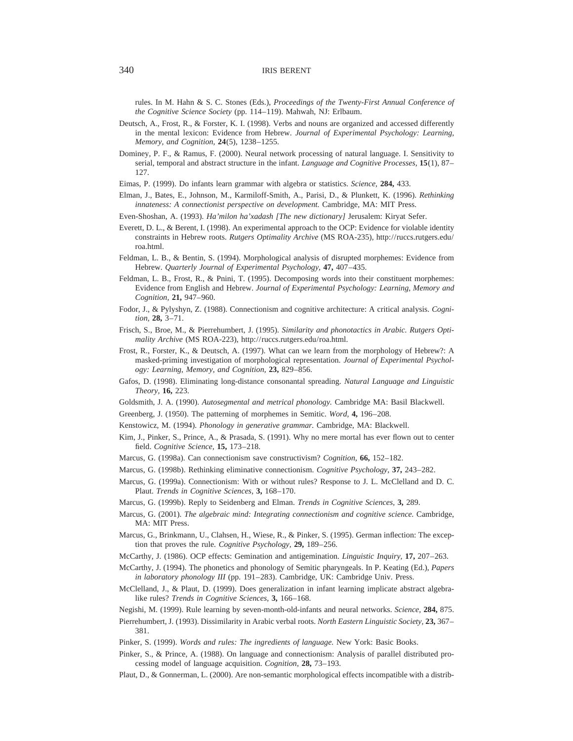rules. In M. Hahn & S. C. Stones (Eds.), *Proceedings of the Twenty-First Annual Conference of the Cognitive Science Society* (pp. 114–119). Mahwah, NJ: Erlbaum.

Deutsch, A., Frost, R., & Forster, K. I. (1998). Verbs and nouns are organized and accessed differently in the mental lexicon: Evidence from Hebrew. *Journal of Experimental Psychology: Learning, Memory, and Cognition,* **24**(5), 1238–1255.

Dominey, P. F., & Ramus, F. (2000). Neural network processing of natural language. I. Sensitivity to serial, temporal and abstract structure in the infant. *Language and Cognitive Processes,* **15**(1), 87–127.

Eimas, P. (1999). Do infants learn grammar with algebra or statistics. *Science,* **284,** 433.

Elman, J., Bates, E., Johnson, M., Karmiloff-Smith, A., Parisi, D., & Plunkett, K. (1996). *Rethinking innateness: A connectionist perspective on development.* Cambridge, MA: MIT Press.

Even-Shoshan, A. (1993). *Ha'milon ha'xadash [The new dictionary]* Jerusalem: Kiryat Sefer.

Everett, D. L., & Berent, I. (1998). An experimental approach to the OCP: Evidence for violable identity constraints in Hebrew roots. *Rutgers Optimality Archive* (MS ROA-235), http://ruccs.rutgers.edu/roa.html.

Feldman, L. B., & Bentin, S. (1994). Morphological analysis of disrupted morphemes: Evidence from Hebrew. *Quarterly Journal of Experimental Psychology,* **47,** 407–435.

Feldman, L. B., Frost, R., & Pnini, T. (1995). Decomposing words into their constituent morphemes: Evidence from English and Hebrew. *Journal of Experimental Psychology: Learning, Memory and Cognition,* **21,** 947–960.

Fodor, J., & Pylyshyn, Z. (1988). Connectionism and cognitive architecture: A critical analysis. *Cognition,* **28,** 3–71.

Frisch, S., Broe, M., & Pierrehumbert, J. (1995). *Similarity and phonotactics in Arabic. Rutgers Optimality Archive* (MS ROA-223), http://ruccs.rutgers.edu/roa.html.

Frost, R., Forster, K., & Deutsch, A. (1997). What can we learn from the morphology of Hebrew?: A masked-priming investigation of morphological representation. *Journal of Experimental Psychology: Learning, Memory, and Cognition,* **23,** 829–856.

Gafos, D. (1998). Eliminating long-distance consonantal spreading. *Natural Language and Linguistic Theory,* **16,** 223.

Goldsmith, J. A. (1990). *Autosegmental and metrical phonology.* Cambridge MA: Basil Blackwell.

Greenberg, J. (1950). The patterning of morphemes in Semitic. *Word,* **4,** 196–208.

Kenstowicz, M. (1994). *Phonology in generative grammar.* Cambridge, MA: Blackwell.

Kim, J., Pinker, S., Prince, A., & Prasada, S. (1991). Why no mere mortal has ever flown out to center field. *Cognitive Science,* **15,** 173–218.

Marcus, G. (1998a). Can connectionism save constructivism? *Cognition,* **66,** 152–182.

Marcus, G. (1998b). Rethinking eliminative connectionism. *Cognitive Psychology,* **37,** 243–282.

Marcus, G. (1999a). Connectionism: With or without rules? Response to J. L. McClelland and D. C. Plaut. *Trends in Cognitive Sciences,* **3,** 168–170.

Marcus, G. (1999b). Reply to Seidenberg and Elman. *Trends in Cognitive Sciences,* **3,** 289.

Marcus, G. (2001). *The algebraic mind: Integrating connectionism and cognitive science.* Cambridge, MA: MIT Press.

Marcus, G., Brinkmann, U., Clahsen, H., Wiese, R., & Pinker, S. (1995). German inflection: The exception that proves the rule. *Cognitive Psychology,* **29,** 189–256.

McCarthy, J. (1986). OCP effects: Gemination and antigemination. *Linguistic Inquiry,* **17,** 207–263.

McCarthy, J. (1994). The phonetics and phonology of Semitic pharyngeals. In P. Keating (Ed.), *Papers in laboratory phonology III* (pp. 191–283). Cambridge, UK: Cambridge Univ. Press.

McClelland, J., & Plaut, D. (1999). Does generalization in infant learning implicate abstract algebra-like rules? *Trends in Cognitive Sciences,* **3,** 166–168.

Negishi, M. (1999). Rule learning by seven-month-old-infants and neural networks. *Science,* **284,** 875.

Pierrehumbert, J. (1993). Dissimilarity in Arabic verbal roots. *North Eastern Linguistic Society,* **23,** 367–381.

Pinker, S. (1999). *Words and rules: The ingredients of language.* New York: Basic Books.

Pinker, S., & Prince, A. (1988). On language and connectionism: Analysis of parallel distributed processing model of language acquisition. *Cognition,* **28,** 73–193.

Plaut, D., & Gonnerman, L. (2000). Are non-semantic morphological effects incompatible with a distrib-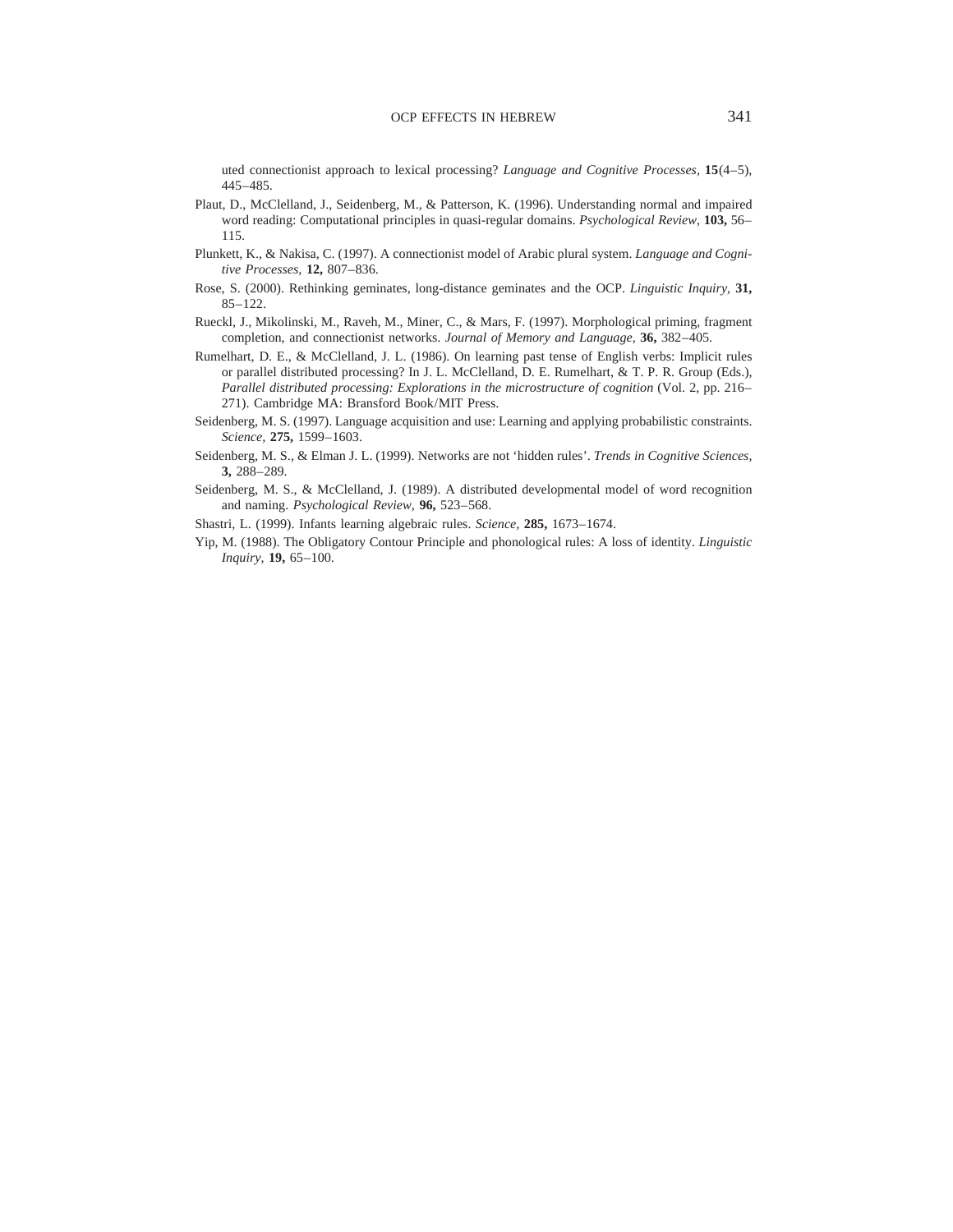uted connectionist approach to lexical processing? *Language and Cognitive Processes*, **15**(4–5), 445–485.

Plaut, D., McClelland, J., Seidenberg, M., & Patterson, K. (1996). Understanding normal and impaired word reading: Computational principles in quasi-regular domains. *Psychological Review*, **103,** 56–115.

Plunkett, K., & Nakisa, C. (1997). A connectionist model of Arabic plural system. *Language and Cognitive Processes*, **12,** 807–836.

Rose, S. (2000). Rethinking geminates, long-distance geminates and the OCP. *Linguistic Inquiry*, **31,** 85–122.

Rueckl, J., Mikolinski, M., Raveh, M., Miner, C., & Mars, F. (1997). Morphological priming, fragment completion, and connectionist networks. *Journal of Memory and Language*, **36,** 382–405.

Rumelhart, D. E., & McClelland, J. L. (1986). On learning past tense of English verbs: Implicit rules or parallel distributed processing? In J. L. McClelland, D. E. Rumelhart, & T. P. R. Group (Eds.), *Parallel distributed processing: Explorations in the microstructure of cognition* (Vol. 2, pp. 216–271). Cambridge MA: Bransford Book/MIT Press.

Seidenberg, M. S. (1997). Language acquisition and use: Learning and applying probabilistic constraints. *Science*, **275,** 1599–1603.

Seidenberg, M. S., & Elman J. L. (1999). Networks are not 'hidden rules'. *Trends in Cognitive Sciences*, **3,** 288–289.

Seidenberg, M. S., & McClelland, J. (1989). A distributed developmental model of word recognition and naming. *Psychological Review*, **96,** 523–568.

Shastri, L. (1999). Infants learning algebraic rules. *Science*, **285,** 1673–1674.

Yip, M. (1988). The Obligatory Contour Principle and phonological rules: A loss of identity. *Linguistic Inquiry*, **19,** 65–100.